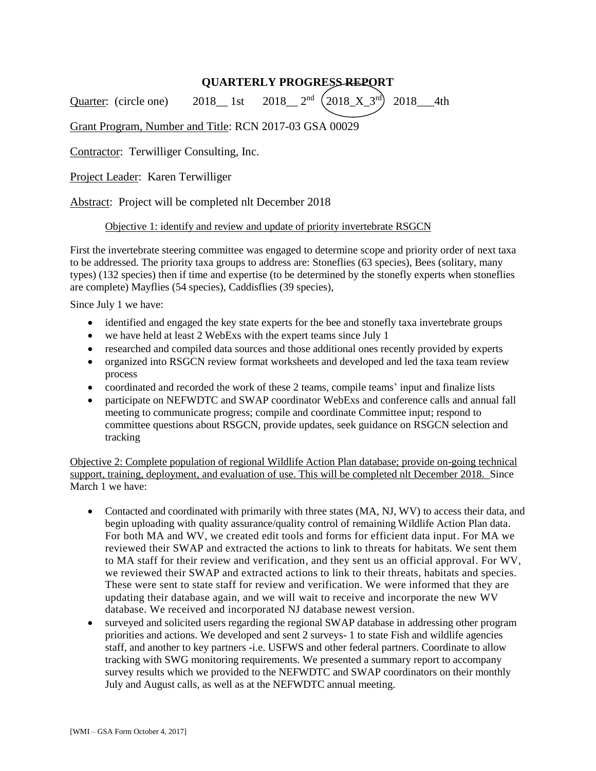# QUARTERLY PROGRESS REPORT

Quarter: (circle one) 2018__ 1st 2018__ 2nd (2018_X_3rd) 2018___4th

Grant Program, Number and Title: RCN 2017-03 GSA 00029

Contractor: Terwilliger Consulting, Inc.

Project Leader: Karen Terwilliger

Abstract: Project will be completed nlt December 2018

Objective 1: identify and review and update of priority invertebrate RSGCN

First the invertebrate steering committee was engaged to determine scope and priority order of next taxa to be addressed. The priority taxa groups to address are: Stoneflies (63 species), Bees (solitary, many types) (132 species) then if time and expertise (to be determined by the stonefly experts when stoneflies are complete) Mayflies (54 species), Caddisflies (39 species),

Since July 1 we have:

- identified and engaged the key state experts for the bee and stonefly taxa invertebrate groups
- we have held at least 2 WebExs with the expert teams since July 1
- researched and compiled data sources and those additional ones recently provided by experts
- organized into RSGCN review format worksheets and developed and led the taxa team review process
- coordinated and recorded the work of these 2 teams, compile teams' input and finalize lists
- participate on NEFWDTC and SWAP coordinator WebExs and conference calls and annual fall meeting to communicate progress; compile and coordinate Committee input; respond to committee questions about RSGCN, provide updates, seek guidance on RSGCN selection and tracking

Objective 2: Complete population of regional Wildlife Action Plan database; provide on-going technical support, training, deployment, and evaluation of use. This will be completed nlt December 2018. Since March 1 we have:

- Contacted and coordinated with primarily with three states (MA, NJ, WV) to access their data, and begin uploading with quality assurance/quality control of remaining Wildlife Action Plan data. For both MA and WV, we created edit tools and forms for efficient data input. For MA we reviewed their SWAP and extracted the actions to link to threats for habitats. We sent them to MA staff for their review and verification, and they sent us an official approval. For WV, we reviewed their SWAP and extracted actions to link to their threats, habitats and species. These were sent to state staff for review and verification. We were informed that they are updating their database again, and we will wait to receive and incorporate the new WV database. We received and incorporated NJ database newest version.
- surveyed and solicited users regarding the regional SWAP database in addressing other program priorities and actions. We developed and sent 2 surveys- 1 to state Fish and wildlife agencies staff, and another to key partners -i.e. USFWS and other federal partners. Coordinate to allow tracking with SWG monitoring requirements. We presented a summary report to accompany survey results which we provided to the NEFWDTC and SWAP coordinators on their monthly July and August calls, as well as at the NEFWDTC annual meeting.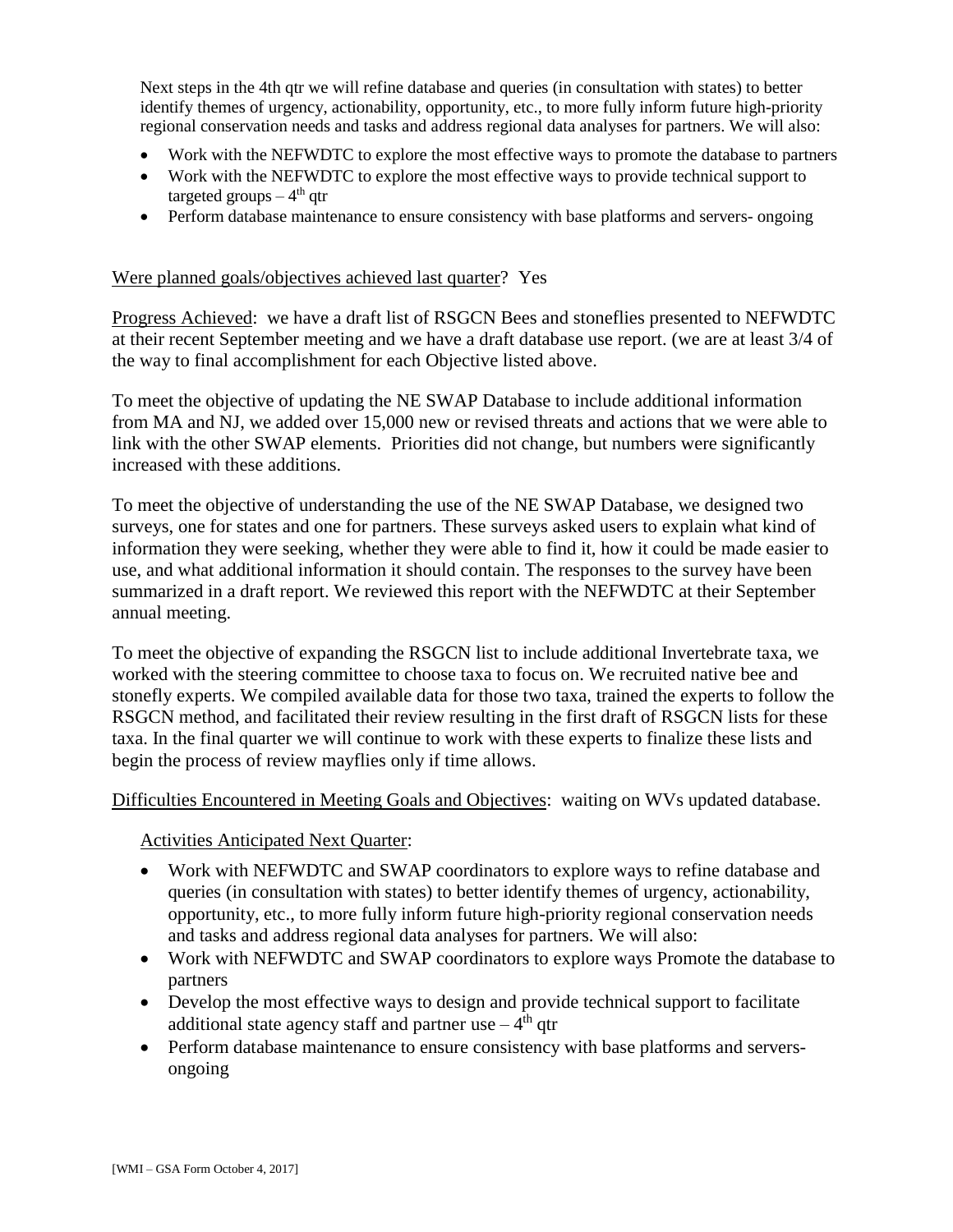Next steps in the 4th qtr we will refine database and queries (in consultation with states) to better identify themes of urgency, actionability, opportunity, etc., to more fully inform future high-priority regional conservation needs and tasks and address regional data analyses for partners. We will also:

- Work with the NEFWDTC to explore the most effective ways to promote the database to partners
- Work with the NEFWDTC to explore the most effective ways to provide technical support to targeted groups – 4th qtr
- Perform database maintenance to ensure consistency with base platforms and servers- ongoing

Were planned goals/objectives achieved last quarter? Yes

Progress Achieved: we have a draft list of RSGCN Bees and stoneflies presented to NEFWDTC at their recent September meeting and we have a draft database use report. (we are at least 3/4 of the way to final accomplishment for each Objective listed above.

To meet the objective of updating the NE SWAP Database to include additional information from MA and NJ, we added over 15,000 new or revised threats and actions that we were able to link with the other SWAP elements. Priorities did not change, but numbers were significantly increased with these additions.

To meet the objective of understanding the use of the NE SWAP Database, we designed two surveys, one for states and one for partners. These surveys asked users to explain what kind of information they were seeking, whether they were able to find it, how it could be made easier to use, and what additional information it should contain. The responses to the survey have been summarized in a draft report. We reviewed this report with the NEFWDTC at their September annual meeting.

To meet the objective of expanding the RSGCN list to include additional Invertebrate taxa, we worked with the steering committee to choose taxa to focus on. We recruited native bee and stonefly experts. We compiled available data for those two taxa, trained the experts to follow the RSGCN method, and facilitated their review resulting in the first draft of RSGCN lists for these taxa. In the final quarter we will continue to work with these experts to finalize these lists and begin the process of review mayflies only if time allows.

Difficulties Encountered in Meeting Goals and Objectives: waiting on WVs updated database.

Activities Anticipated Next Quarter:

- Work with NEFWDTC and SWAP coordinators to explore ways to refine database and queries (in consultation with states) to better identify themes of urgency, actionability, opportunity, etc., to more fully inform future high-priority regional conservation needs and tasks and address regional data analyses for partners. We will also:
- Work with NEFWDTC and SWAP coordinators to explore ways Promote the database to partners
- Develop the most effective ways to design and provide technical support to facilitate additional state agency staff and partner use – 4th qtr
- Perform database maintenance to ensure consistency with base platforms and servers-ongoing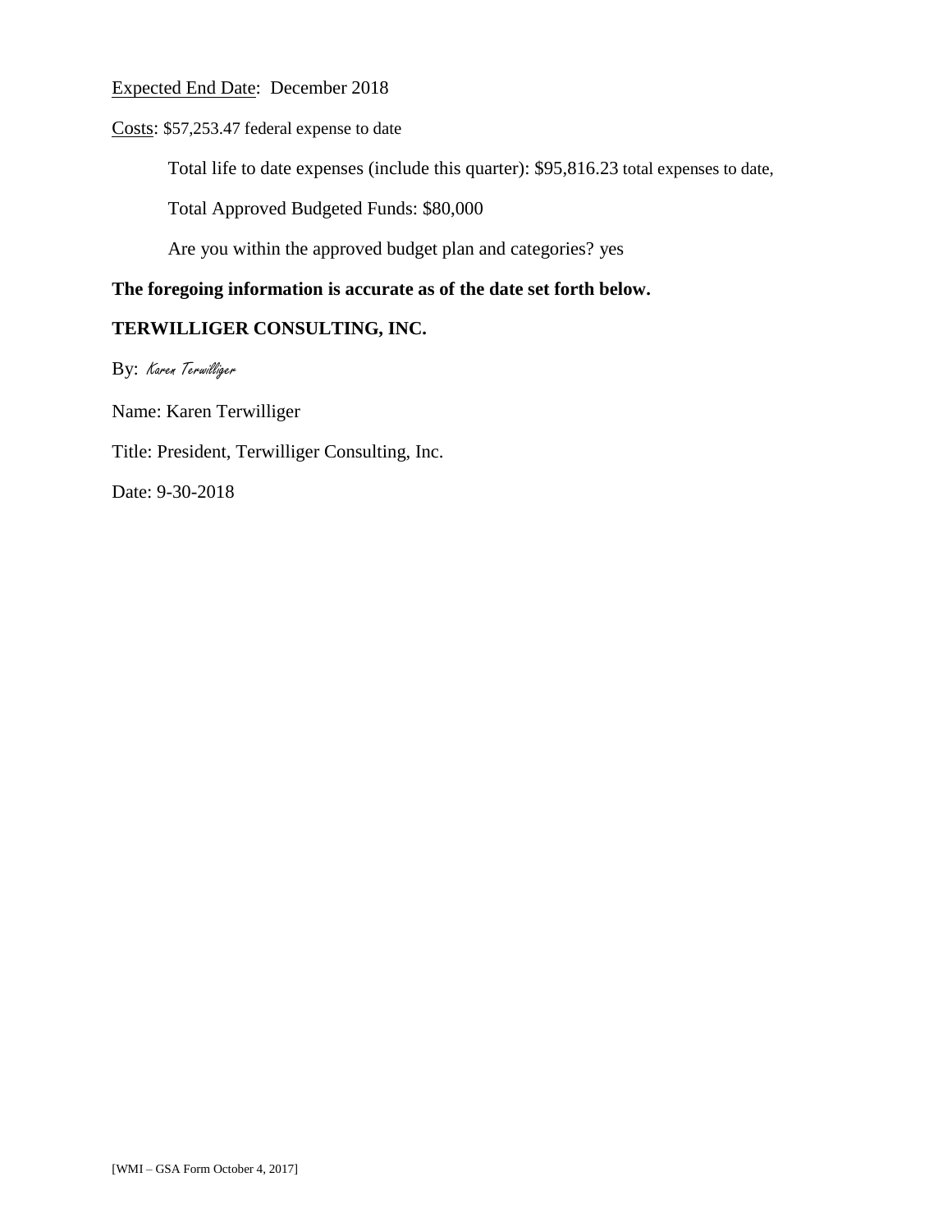Expected End Date: December 2018

Costs: $57,253.47 federal expense to date

Total life to date expenses (include this quarter): $95,816.23 total expenses to date,

Total Approved Budgeted Funds: $80,000

Are you within the approved budget plan and categories? yes

**The foregoing information is accurate as of the date set forth below.**

**TERWILLIGER CONSULTING, INC.**

By: *Karen Terwilliger*

Name: Karen Terwilliger

Title: President, Terwilliger Consulting, Inc.

Date: 9-30-2018

[WMI – GSA Form October 4, 2017]